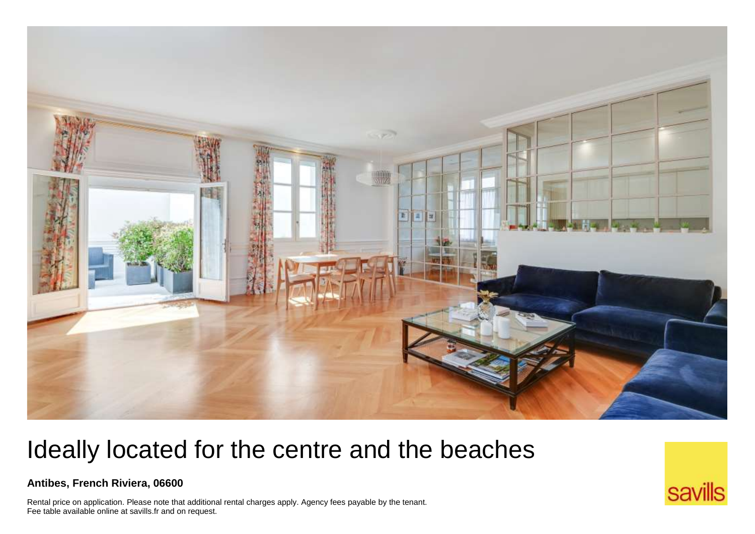# Ideally located for the centre and the beaches

**Antibes, French Riviera, 06600**

Rental price on application. Please note that additional rental charges apply. Agency fees payable by the tenant. Fee table available online at savills.fr and on request.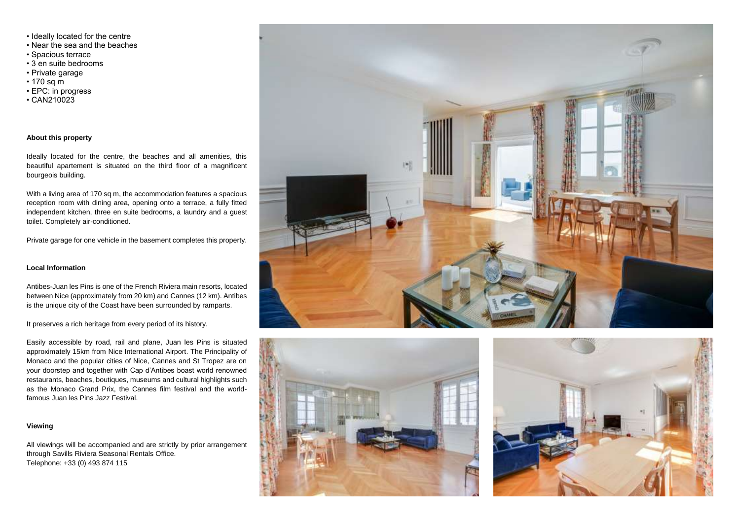- Ideally located for the centre
- Near the sea and the beaches
- Spacious terrace
- 3 en suite bedrooms
- Private garage
- 170 sq m
- EPC: in progress
- CAN210023

### About this property

Ideally located for the centre, the beaches and all amenities, this beautiful apartement is situated on the third floor of a magnificent bourgeois building.

With a living area of 170 sq m, the accommodation features a spacious reception room with dining area, opening onto a terrace, a fully fitted independent kitchen, three en suite bedrooms, a laundry and a guest toilet. Completely air-conditioned.

Private garage for one vehicle in the basement completes this property.

### Local Information

Antibes-Juan les Pins is one of the French Riviera main resorts, located between Nice (approximately from 20 km) and Cannes (12 km). Antibes is the unique city of the Coast have been surrounded by ramparts.

It preserves a rich heritage from every period of its history.

Easily accessible by road, rail and plane, Juan les Pins is situated approximately 15km from Nice International Airport. The Principality of Monaco and the popular cities of Nice, Cannes and St Tropez are on your doorstep and together with Cap d'Antibes boast world renowned restaurants, beaches, boutiques, museums and cultural highlights such as the Monaco Grand Prix, the Cannes film festival and the world-famous Juan les Pins Jazz Festival.

### Viewing

All viewings will be accompanied and are strictly by prior arrangement through Savills Riviera Seasonal Rentals Office.
Telephone: +33 (0) 493 874 115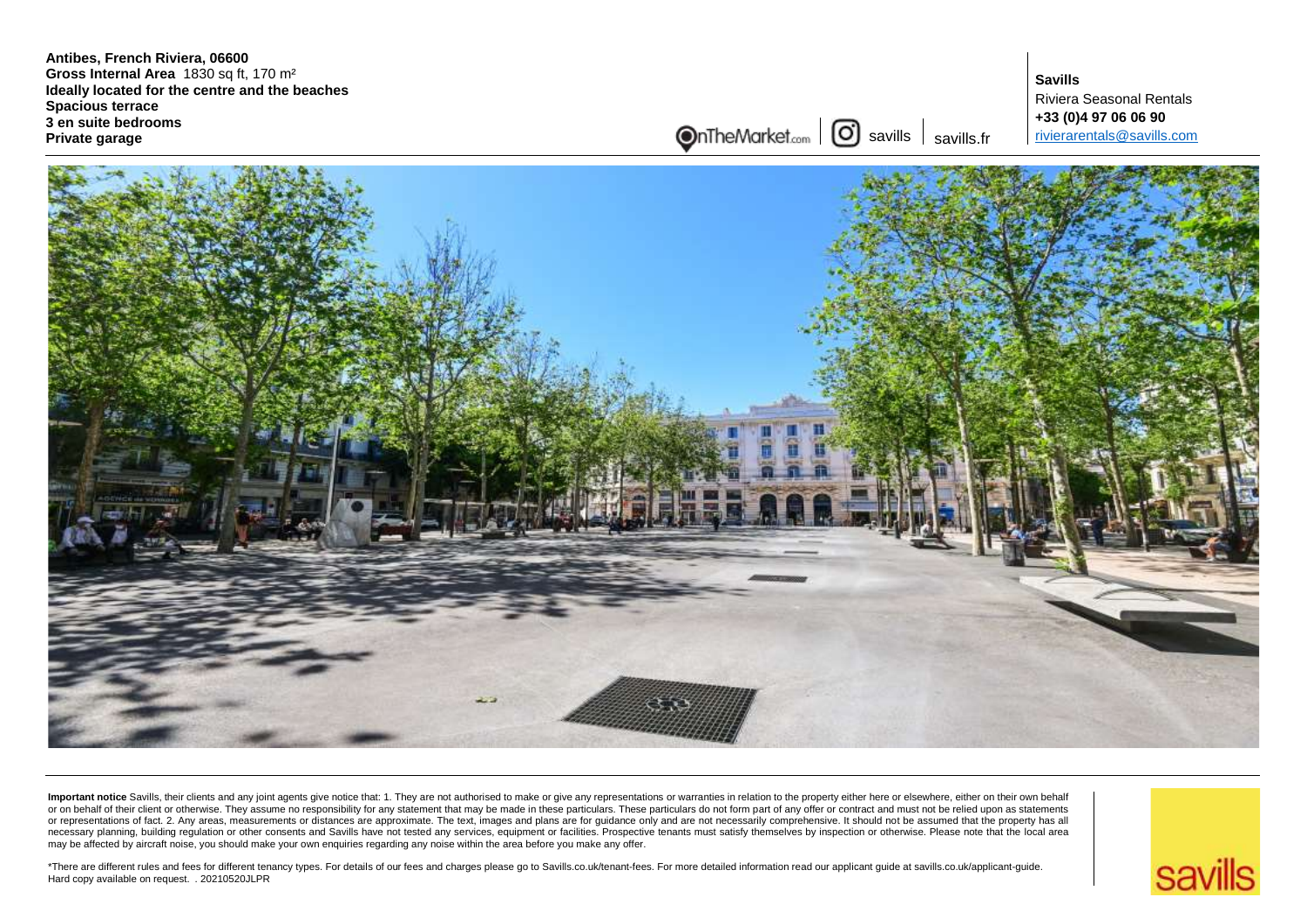**Antibes, French Riviera, 06600**
**Gross Internal Area** 1830 sq ft, 170 m²
**Ideally located for the centre and the beaches**
**Spacious terrace**
**3 en suite bedrooms**
**Private garage**

OnTheMarket.com | savills | savills.fr

**Savills**
Riviera Seasonal Rentals
**+33 (0)4 97 06 06 90**
rivierarentals@savills.com

**Important notice** Savills, their clients and any joint agents give notice that: 1. They are not authorised to make or give any representations or warranties in relation to the property either here or elsewhere, either on their own behalf or on behalf of their client or otherwise. They assume no responsibility for any statement that may be made in these particulars. These particulars do not form part of any offer or contract and must not be relied upon as statements or representations of fact. 2. Any areas, measurements or distances are approximate. The text, images and plans are for guidance only and are not necessarily comprehensive. It should not be assumed that the property has all necessary planning, building regulation or other consents and Savills have not tested any services, equipment or facilities. Prospective tenants must satisfy themselves by inspection or otherwise. Please note that the local area may be affected by aircraft noise, you should make your own enquiries regarding any noise within the area before you make any offer.

*There are different rules and fees for different tenancy types. For details of our fees and charges please go to Savills.co.uk/tenant-fees. For more detailed information read our applicant guide at savills.co.uk/applicant-guide. Hard copy available on request. . 20210520JLPR

savills